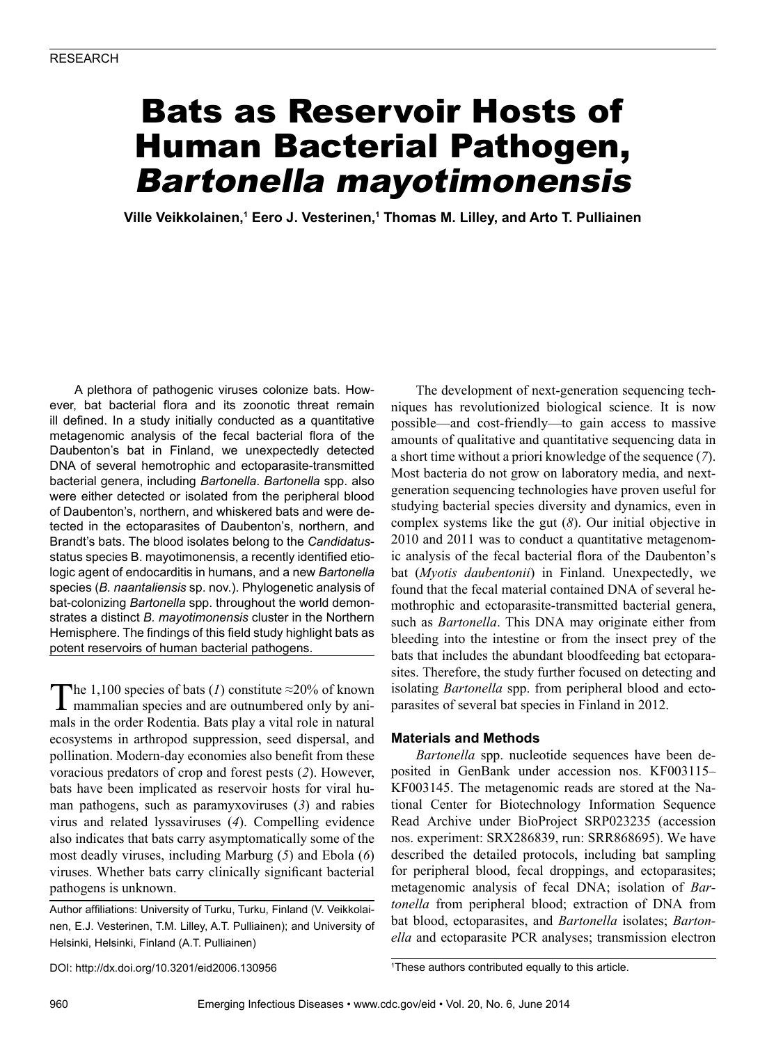RESEARCH

# Bats as Reservoir Hosts of Human Bacterial Pathogen, *Bartonella mayotimonensis*

**Ville Veikkolainen,[1] Eero J. Vesterinen,[1] Thomas M. Lilley, and Arto T. Pulliainen**

A plethora of pathogenic viruses colonize bats. However, bat bacterial flora and its zoonotic threat remain ill defined. In a study initially conducted as a quantitative metagenomic analysis of the fecal bacterial flora of the Daubenton's bat in Finland, we unexpectedly detected DNA of several hemotrophic and ectoparasite-transmitted bacterial genera, including *Bartonella*. *Bartonella* spp. also were either detected or isolated from the peripheral blood of Daubenton's, northern, and whiskered bats and were detected in the ectoparasites of Daubenton's, northern, and Brandt's bats. The blood isolates belong to the *Candidatus*-status species B. mayotimonensis, a recently identified etiologic agent of endocarditis in humans, and a new *Bartonella* species (*B. naantaliensis* sp. nov.). Phylogenetic analysis of bat-colonizing *Bartonella* spp. throughout the world demonstrates a distinct *B. mayotimonensis* cluster in the Northern Hemisphere. The findings of this field study highlight bats as potent reservoirs of human bacterial pathogens.

The 1,100 species of bats (*1*) constitute ≈20% of known mammalian species and are outnumbered only by animals in the order Rodentia. Bats play a vital role in natural ecosystems in arthropod suppression, seed dispersal, and pollination. Modern-day economies also benefit from these voracious predators of crop and forest pests (*2*). However, bats have been implicated as reservoir hosts for viral human pathogens, such as paramyxoviruses (*3*) and rabies virus and related lyssaviruses (*4*). Compelling evidence also indicates that bats carry asymptomatically some of the most deadly viruses, including Marburg (*5*) and Ebola (*6*) viruses. Whether bats carry clinically significant bacterial pathogens is unknown.

Author affiliations: University of Turku, Turku, Finland (V. Veikkolainen, E.J. Vesterinen, T.M. Lilley, A.T. Pulliainen); and University of Helsinki, Helsinki, Finland (A.T. Pulliainen)

DOI: http://dx.doi.org/10.3201/eid2006.130956

The development of next-generation sequencing techniques has revolutionized biological science. It is now possible—and cost-friendly—to gain access to massive amounts of qualitative and quantitative sequencing data in a short time without a priori knowledge of the sequence (*7*). Most bacteria do not grow on laboratory media, and next-generation sequencing technologies have proven useful for studying bacterial species diversity and dynamics, even in complex systems like the gut (*8*). Our initial objective in 2010 and 2011 was to conduct a quantitative metagenomic analysis of the fecal bacterial flora of the Daubenton's bat (*Myotis daubentonii*) in Finland. Unexpectedly, we found that the fecal material contained DNA of several hemothrophic and ectoparasite-transmitted bacterial genera, such as *Bartonella*. This DNA may originate either from bleeding into the intestine or from the insect prey of the bats that includes the abundant bloodfeeding bat ectoparasites. Therefore, the study further focused on detecting and isolating *Bartonella* spp. from peripheral blood and ectoparasites of several bat species in Finland in 2012.

## Materials and Methods

*Bartonella* spp. nucleotide sequences have been deposited in GenBank under accession nos. KF003115–KF003145. The metagenomic reads are stored at the National Center for Biotechnology Information Sequence Read Archive under BioProject SRP023235 (accession nos. experiment: SRX286839, run: SRR868695). We have described the detailed protocols, including bat sampling for peripheral blood, fecal droppings, and ectoparasites; metagenomic analysis of fecal DNA; isolation of *Bartonella* from peripheral blood; extraction of DNA from bat blood, ectoparasites, and *Bartonella* isolates; *Bartonella* and ectoparasite PCR analyses; transmission electron

[1]These authors contributed equally to this article.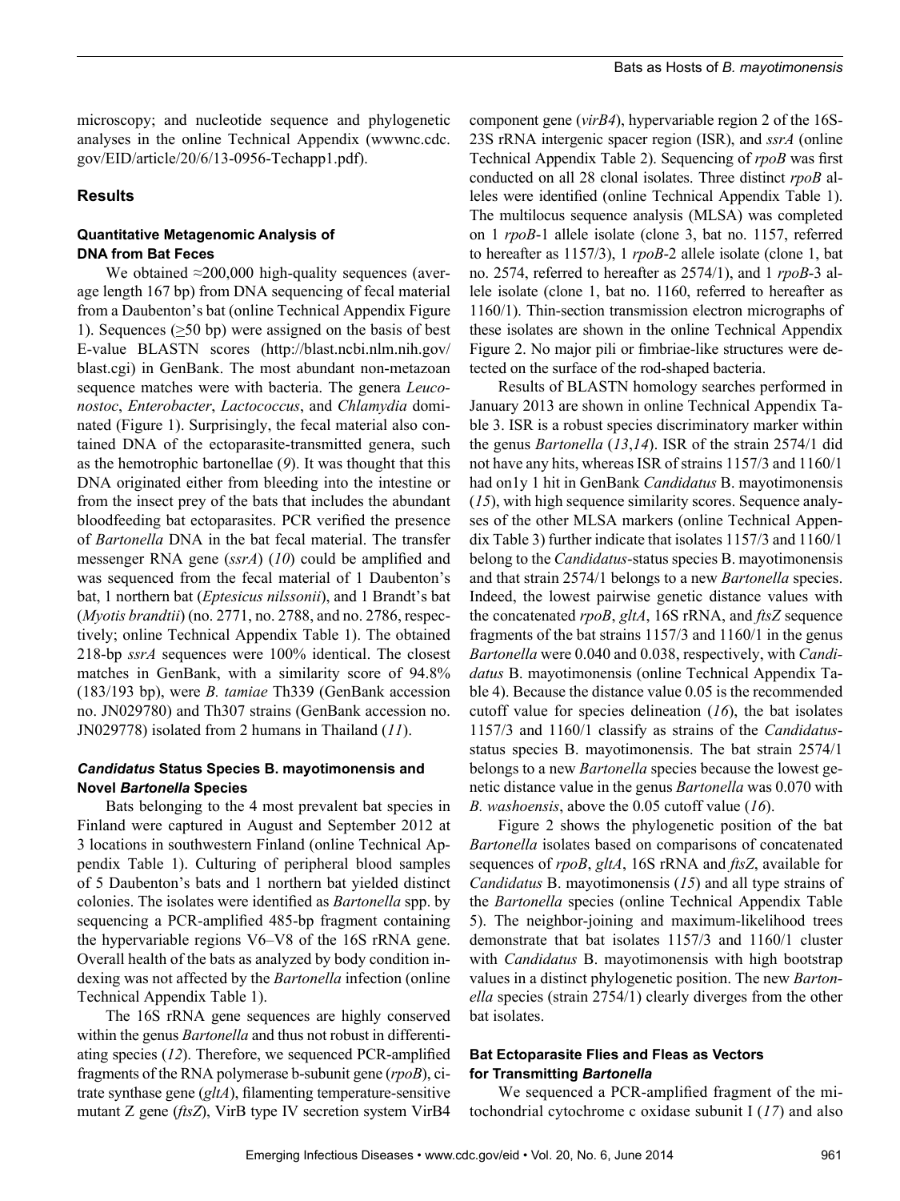microscopy; and nucleotide sequence and phylogenetic analyses in the online Technical Appendix (wwwnc.cdc.gov/EID/article/20/6/13-0956-Techapp1.pdf).

## Results

### Quantitative Metagenomic Analysis of DNA from Bat Feces

We obtained ≈200,000 high-quality sequences (average length 167 bp) from DNA sequencing of fecal material from a Daubenton's bat (online Technical Appendix Figure 1). Sequences (≥50 bp) were assigned on the basis of best E-value BLASTN scores (http://blast.ncbi.nlm.nih.gov/blast.cgi) in GenBank. The most abundant non-metazoan sequence matches were with bacteria. The genera *Leuconostoc*, *Enterobacter*, *Lactococcus*, and *Chlamydia* dominated (Figure 1). Surprisingly, the fecal material also contained DNA of the ectoparasite-transmitted genera, such as the hemotrophic bartonellae (*9*). It was thought that this DNA originated either from bleeding into the intestine or from the insect prey of the bats that includes the abundant bloodfeeding bat ectoparasites. PCR verified the presence of *Bartonella* DNA in the bat fecal material. The transfer messenger RNA gene (*ssrA*) (*10*) could be amplified and was sequenced from the fecal material of 1 Daubenton's bat, 1 northern bat (*Eptesicus nilssonii*), and 1 Brandt's bat (*Myotis brandtii*) (no. 2771, no. 2788, and no. 2786, respectively; online Technical Appendix Table 1). The obtained 218-bp *ssrA* sequences were 100% identical. The closest matches in GenBank, with a similarity score of 94.8% (183/193 bp), were *B. tamiae* Th339 (GenBank accession no. JN029780) and Th307 strains (GenBank accession no. JN029778) isolated from 2 humans in Thailand (*11*).

### *Candidatus* Status Species B. mayotimonensis and Novel *Bartonella* Species

Bats belonging to the 4 most prevalent bat species in Finland were captured in August and September 2012 at 3 locations in southwestern Finland (online Technical Appendix Table 1). Culturing of peripheral blood samples of 5 Daubenton's bats and 1 northern bat yielded distinct colonies. The isolates were identified as *Bartonella* spp. by sequencing a PCR-amplified 485-bp fragment containing the hypervariable regions V6–V8 of the 16S rRNA gene. Overall health of the bats as analyzed by body condition indexing was not affected by the *Bartonella* infection (online Technical Appendix Table 1).

The 16S rRNA gene sequences are highly conserved within the genus *Bartonella* and thus not robust in differentiating species (*12*). Therefore, we sequenced PCR-amplified fragments of the RNA polymerase b-subunit gene (*rpoB*), citrate synthase gene (*gltA*), filamenting temperature-sensitive mutant Z gene (*ftsZ*), VirB type IV secretion system VirB4 component gene (*virB4*), hypervariable region 2 of the 16S-23S rRNA intergenic spacer region (ISR), and *ssrA* (online Technical Appendix Table 2). Sequencing of *rpoB* was first conducted on all 28 clonal isolates. Three distinct *rpoB* alleles were identified (online Technical Appendix Table 1). The multilocus sequence analysis (MLSA) was completed on 1 *rpoB*-1 allele isolate (clone 3, bat no. 1157, referred to hereafter as 1157/3), 1 *rpoB*-2 allele isolate (clone 1, bat no. 2574, referred to hereafter as 2574/1), and 1 *rpoB*-3 allele isolate (clone 1, bat no. 1160, referred to hereafter as 1160/1). Thin-section transmission electron micrographs of these isolates are shown in the online Technical Appendix Figure 2. No major pili or fimbriae-like structures were detected on the surface of the rod-shaped bacteria.

Results of BLASTN homology searches performed in January 2013 are shown in online Technical Appendix Table 3. ISR is a robust species discriminatory marker within the genus *Bartonella* (*13*,*14*). ISR of the strain 2574/1 did not have any hits, whereas ISR of strains 1157/3 and 1160/1 had on1y 1 hit in GenBank *Candidatus* B. mayotimonensis (*15*), with high sequence similarity scores. Sequence analyses of the other MLSA markers (online Technical Appendix Table 3) further indicate that isolates 1157/3 and 1160/1 belong to the *Candidatus*-status species B. mayotimonensis and that strain 2574/1 belongs to a new *Bartonella* species. Indeed, the lowest pairwise genetic distance values with the concatenated *rpoB*, *gltA*, 16S rRNA, and *ftsZ* sequence fragments of the bat strains 1157/3 and 1160/1 in the genus *Bartonella* were 0.040 and 0.038, respectively, with *Candidatus* B. mayotimonensis (online Technical Appendix Table 4). Because the distance value 0.05 is the recommended cutoff value for species delineation (*16*), the bat isolates 1157/3 and 1160/1 classify as strains of the *Candidatus*-status species B. mayotimonensis. The bat strain 2574/1 belongs to a new *Bartonella* species because the lowest genetic distance value in the genus *Bartonella* was 0.070 with *B. washoensis*, above the 0.05 cutoff value (*16*).

Figure 2 shows the phylogenetic position of the bat *Bartonella* isolates based on comparisons of concatenated sequences of *rpoB*, *gltA*, 16S rRNA and *ftsZ*, available for *Candidatus* B. mayotimonensis (*15*) and all type strains of the *Bartonella* species (online Technical Appendix Table 5). The neighbor-joining and maximum-likelihood trees demonstrate that bat isolates 1157/3 and 1160/1 cluster with *Candidatus* B. mayotimonensis with high bootstrap values in a distinct phylogenetic position. The new *Bartonella* species (strain 2754/1) clearly diverges from the other bat isolates.

### Bat Ectoparasite Flies and Fleas as Vectors for Transmitting *Bartonella*

We sequenced a PCR-amplified fragment of the mitochondrial cytochrome c oxidase subunit I (*17*) and also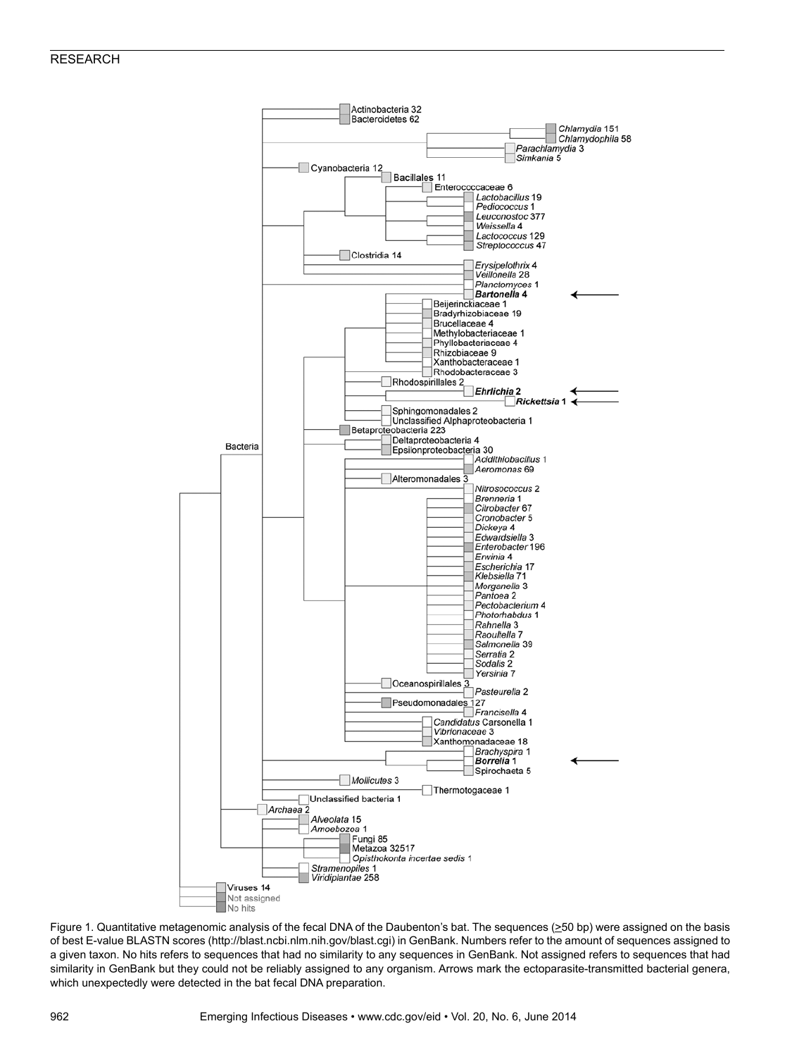Figure 1. Quantitative metagenomic analysis of the fecal DNA of the Daubenton's bat. The sequences (≥50 bp) were assigned on the basis of best E-value BLASTN scores (http://blast.ncbi.nlm.nih.gov/blast.cgi) in GenBank. Numbers refer to the amount of sequences assigned to a given taxon. No hits refers to sequences that had no similarity to any sequences in GenBank. Not assigned refers to sequences that had similarity in GenBank but they could not be reliably assigned to any organism. Arrows mark the ectoparasite-transmitted bacterial genera, which unexpectedly were detected in the bat fecal DNA preparation.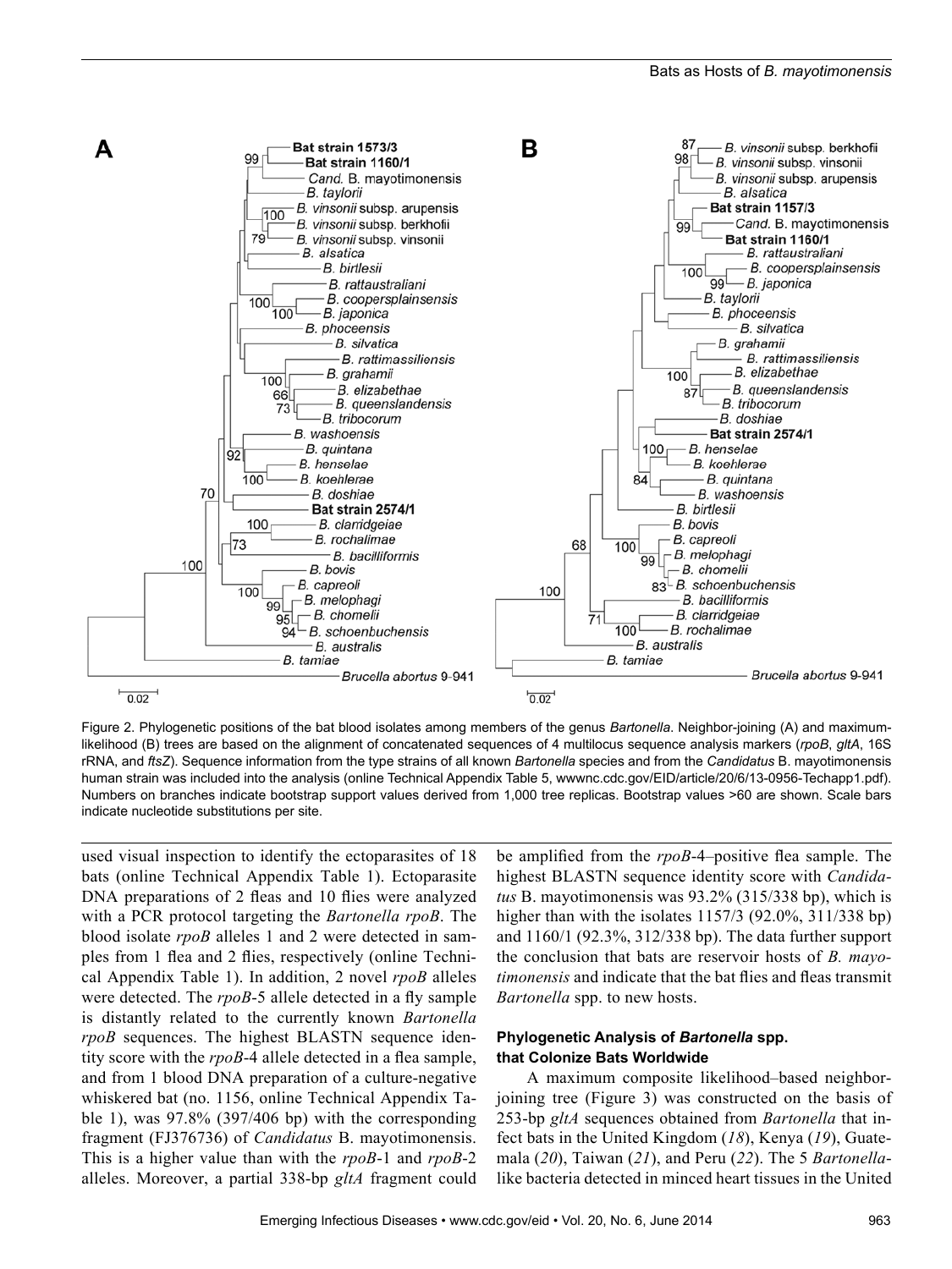Figure 2. Phylogenetic positions of the bat blood isolates among members of the genus *Bartonella*. Neighbor-joining (A) and maximum-likelihood (B) trees are based on the alignment of concatenated sequences of 4 multilocus sequence analysis markers (*rpoB*, *gltA*, 16S rRNA, and *ftsZ*). Sequence information from the type strains of all known *Bartonella* species and from the *Candidatus* B. mayotimonensis human strain was included into the analysis (online Technical Appendix Table 5, wwwnc.cdc.gov/EID/article/20/6/13-0956-Techapp1.pdf). Numbers on branches indicate bootstrap support values derived from 1,000 tree replicas. Bootstrap values >60 are shown. Scale bars indicate nucleotide substitutions per site.

used visual inspection to identify the ectoparasites of 18 bats (online Technical Appendix Table 1). Ectoparasite DNA preparations of 2 fleas and 10 flies were analyzed with a PCR protocol targeting the *Bartonella rpoB*. The blood isolate *rpoB* alleles 1 and 2 were detected in samples from 1 flea and 2 flies, respectively (online Technical Appendix Table 1). In addition, 2 novel *rpoB* alleles were detected. The *rpoB*-5 allele detected in a fly sample is distantly related to the currently known *Bartonella rpoB* sequences. The highest BLASTN sequence identity score with the *rpoB*-4 allele detected in a flea sample, and from 1 blood DNA preparation of a culture-negative whiskered bat (no. 1156, online Technical Appendix Table 1), was 97.8% (397/406 bp) with the corresponding fragment (FJ376736) of *Candidatus* B. mayotimonensis. This is a higher value than with the *rpoB*-1 and *rpoB*-2 alleles. Moreover, a partial 338-bp *gltA* fragment could be amplified from the *rpoB*-4–positive flea sample. The highest BLASTN sequence identity score with *Candidatus* B. mayotimonensis was 93.2% (315/338 bp), which is higher than with the isolates 1157/3 (92.0%, 311/338 bp) and 1160/1 (92.3%, 312/338 bp). The data further support the conclusion that bats are reservoir hosts of *B. mayotimonensis* and indicate that the bat flies and fleas transmit *Bartonella* spp. to new hosts.

### Phylogenetic Analysis of *Bartonella* spp. that Colonize Bats Worldwide

A maximum composite likelihood–based neighbor-joining tree (Figure 3) was constructed on the basis of 253-bp *gltA* sequences obtained from *Bartonella* that infect bats in the United Kingdom (*18*), Kenya (*19*), Guatemala (*20*), Taiwan (*21*), and Peru (*22*). The 5 *Bartonella*-like bacteria detected in minced heart tissues in the United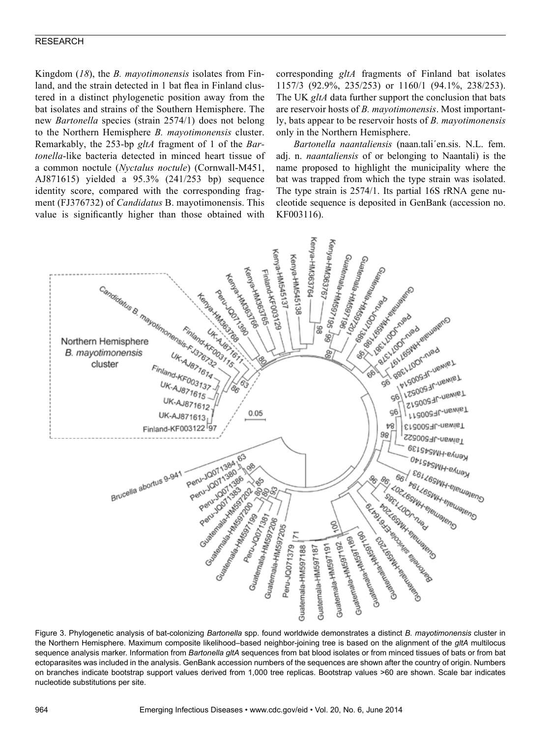Kingdom (*18*), the *B. mayotimonensis* isolates from Finland, and the strain detected in 1 bat flea in Finland clustered in a distinct phylogenetic position away from the bat isolates and strains of the Southern Hemisphere. The new *Bartonella* species (strain 2574/1) does not belong to the Northern Hemisphere *B. mayotimonensis* cluster. Remarkably, the 253-bp *gltA* fragment of 1 of the *Bartonella*-like bacteria detected in minced heart tissue of a common noctule (*Nyctalus noctule*) (Cornwall-M451, AJ871615) yielded a 95.3% (241/253 bp) sequence identity score, compared with the corresponding fragment (FJ376732) of *Candidatus* B. mayotimonensis. This value is significantly higher than those obtained with corresponding *gltA* fragments of Finland bat isolates 1157/3 (92.9%, 235/253) or 1160/1 (94.1%, 238/253). The UK *gltA* data further support the conclusion that bats are reservoir hosts of *B. mayotimonensis*. Most importantly, bats appear to be reservoir hosts of *B. mayotimonensis* only in the Northern Hemisphere.

*Bartonella naantaliensis* (naan.tali´en.sis. N.L. fem. adj. n. *naantaliensis* of or belonging to Naantali) is the name proposed to highlight the municipality where the bat was trapped from which the type strain was isolated. The type strain is 2574/1. Its partial 16S rRNA gene nucleotide sequence is deposited in GenBank (accession no. KF003116).

Figure 3. Phylogenetic analysis of bat-colonizing *Bartonella* spp. found worldwide demonstrates a distinct *B. mayotimonensis* cluster in the Northern Hemisphere. Maximum composite likelihood–based neighbor-joining tree is based on the alignment of the *gltA* multilocus sequence analysis marker. Information from *Bartonella gltA* sequences from bat blood isolates or from minced tissues of bats or from bat ectoparasites was included in the analysis. GenBank accession numbers of the sequences are shown after the country of origin. Numbers on branches indicate bootstrap support values derived from 1,000 tree replicas. Bootstrap values >60 are shown. Scale bar indicates nucleotide substitutions per site.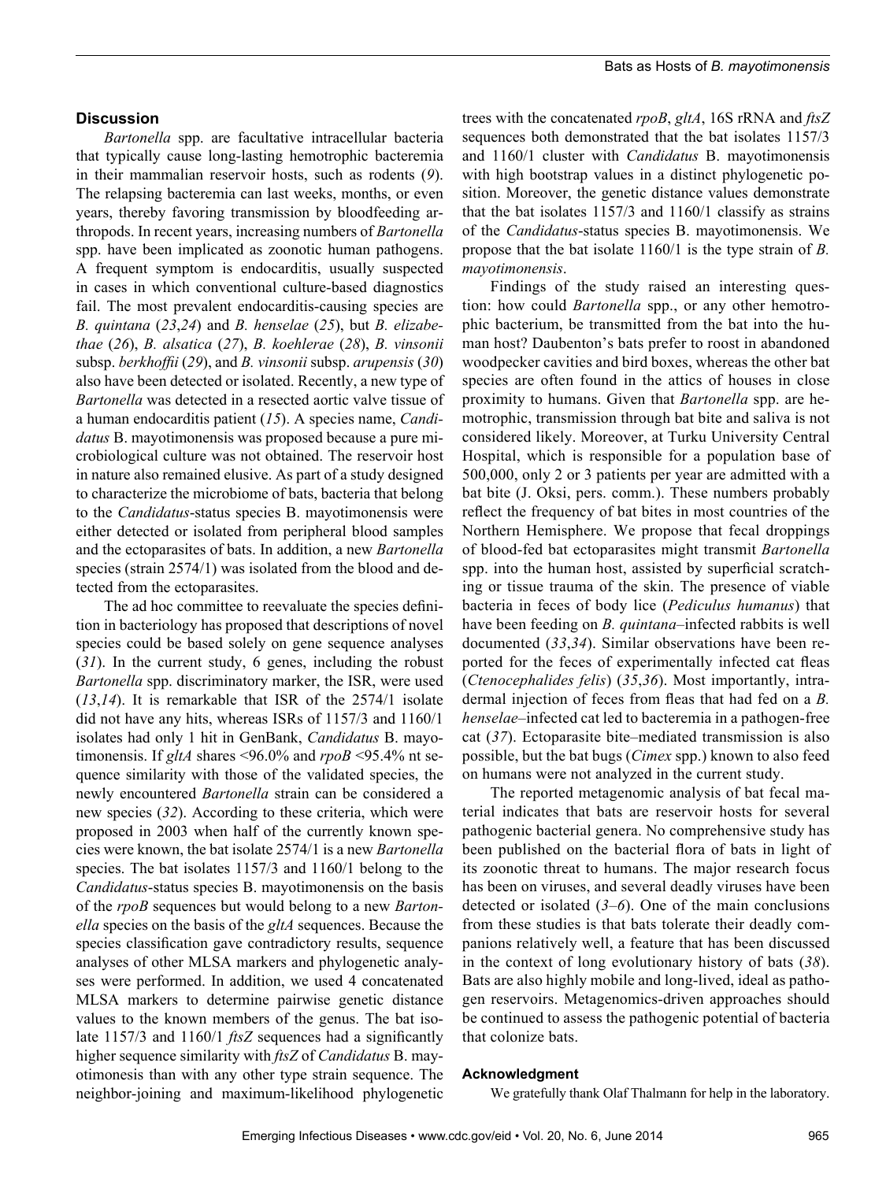## Discussion

*Bartonella* spp. are facultative intracellular bacteria that typically cause long-lasting hemotrophic bacteremia in their mammalian reservoir hosts, such as rodents (*9*). The relapsing bacteremia can last weeks, months, or even years, thereby favoring transmission by bloodfeeding arthropods. In recent years, increasing numbers of *Bartonella* spp. have been implicated as zoonotic human pathogens. A frequent symptom is endocarditis, usually suspected in cases in which conventional culture-based diagnostics fail. The most prevalent endocarditis-causing species are *B. quintana* (*23*,*24*) and *B. henselae* (*25*), but *B. elizabethae* (*26*), *B. alsatica* (*27*), *B. koehlerae* (*28*), *B. vinsonii* subsp. *berkhoffii* (*29*), and *B. vinsonii* subsp. *arupensis* (*30*) also have been detected or isolated. Recently, a new type of *Bartonella* was detected in a resected aortic valve tissue of a human endocarditis patient (*15*). A species name, *Candidatus* B. mayotimonensis was proposed because a pure microbiological culture was not obtained. The reservoir host in nature also remained elusive. As part of a study designed to characterize the microbiome of bats, bacteria that belong to the *Candidatus*-status species B. mayotimonensis were either detected or isolated from peripheral blood samples and the ectoparasites of bats. In addition, a new *Bartonella* species (strain 2574/1) was isolated from the blood and detected from the ectoparasites.

The ad hoc committee to reevaluate the species definition in bacteriology has proposed that descriptions of novel species could be based solely on gene sequence analyses (*31*). In the current study, 6 genes, including the robust *Bartonella* spp. discriminatory marker, the ISR, were used (*13*,*14*). It is remarkable that ISR of the 2574/1 isolate did not have any hits, whereas ISRs of 1157/3 and 1160/1 isolates had only 1 hit in GenBank, *Candidatus* B. mayotimonensis. If *gltA* shares <96.0% and *rpoB* <95.4% nt sequence similarity with those of the validated species, the newly encountered *Bartonella* strain can be considered a new species (*32*). According to these criteria, which were proposed in 2003 when half of the currently known species were known, the bat isolate 2574/1 is a new *Bartonella* species. The bat isolates 1157/3 and 1160/1 belong to the *Candidatus*-status species B. mayotimonensis on the basis of the *rpoB* sequences but would belong to a new *Bartonella* species on the basis of the *gltA* sequences. Because the species classification gave contradictory results, sequence analyses of other MLSA markers and phylogenetic analyses were performed. In addition, we used 4 concatenated MLSA markers to determine pairwise genetic distance values to the known members of the genus. The bat isolate 1157/3 and 1160/1 *ftsZ* sequences had a significantly higher sequence similarity with *ftsZ* of *Candidatus* B. mayotimonesis than with any other type strain sequence. The neighbor-joining and maximum-likelihood phylogenetic trees with the concatenated *rpoB*, *gltA*, 16S rRNA and *ftsZ* sequences both demonstrated that the bat isolates 1157/3 and 1160/1 cluster with *Candidatus* B. mayotimonensis with high bootstrap values in a distinct phylogenetic position. Moreover, the genetic distance values demonstrate that the bat isolates 1157/3 and 1160/1 classify as strains of the *Candidatus*-status species B. mayotimonensis. We propose that the bat isolate 1160/1 is the type strain of *B. mayotimonensis*.

Findings of the study raised an interesting question: how could *Bartonella* spp., or any other hemotrophic bacterium, be transmitted from the bat into the human host? Daubenton's bats prefer to roost in abandoned woodpecker cavities and bird boxes, whereas the other bat species are often found in the attics of houses in close proximity to humans. Given that *Bartonella* spp. are hemotrophic, transmission through bat bite and saliva is not considered likely. Moreover, at Turku University Central Hospital, which is responsible for a population base of 500,000, only 2 or 3 patients per year are admitted with a bat bite (J. Oksi, pers. comm.). These numbers probably reflect the frequency of bat bites in most countries of the Northern Hemisphere. We propose that fecal droppings of blood-fed bat ectoparasites might transmit *Bartonella* spp. into the human host, assisted by superficial scratching or tissue trauma of the skin. The presence of viable bacteria in feces of body lice (*Pediculus humanus*) that have been feeding on *B. quintana*–infected rabbits is well documented (*33*,*34*). Similar observations have been reported for the feces of experimentally infected cat fleas (*Ctenocephalides felis*) (*35*,*36*). Most importantly, intradermal injection of feces from fleas that had fed on a *B. henselae*–infected cat led to bacteremia in a pathogen-free cat (*37*). Ectoparasite bite–mediated transmission is also possible, but the bat bugs (*Cimex* spp.) known to also feed on humans were not analyzed in the current study.

The reported metagenomic analysis of bat fecal material indicates that bats are reservoir hosts for several pathogenic bacterial genera. No comprehensive study has been published on the bacterial flora of bats in light of its zoonotic threat to humans. The major research focus has been on viruses, and several deadly viruses have been detected or isolated (*3*–*6*). One of the main conclusions from these studies is that bats tolerate their deadly companions relatively well, a feature that has been discussed in the context of long evolutionary history of bats (*38*). Bats are also highly mobile and long-lived, ideal as pathogen reservoirs. Metagenomics-driven approaches should be continued to assess the pathogenic potential of bacteria that colonize bats.

### Acknowledgment

We gratefully thank Olaf Thalmann for help in the laboratory.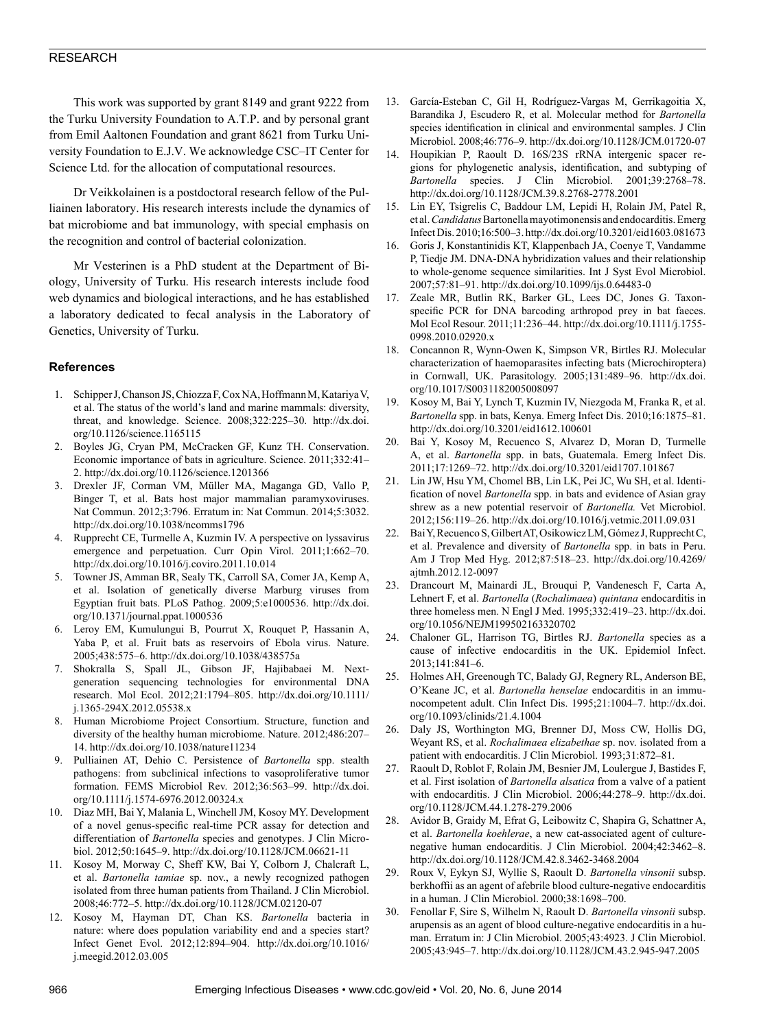This work was supported by grant 8149 and grant 9222 from the Turku University Foundation to A.T.P. and by personal grant from Emil Aaltonen Foundation and grant 8621 from Turku University Foundation to E.J.V. We acknowledge CSC–IT Center for Science Ltd. for the allocation of computational resources.

Dr Veikkolainen is a postdoctoral research fellow of the Pulliainen laboratory. His research interests include the dynamics of bat microbiome and bat immunology, with special emphasis on the recognition and control of bacterial colonization.

Mr Vesterinen is a PhD student at the Department of Biology, University of Turku. His research interests include food web dynamics and biological interactions, and he has established a laboratory dedicated to fecal analysis in the Laboratory of Genetics, University of Turku.

### References

1. Schipper J, Chanson JS, Chiozza F, Cox NA, Hoffmann M, Katariya V, et al. The status of the world's land and marine mammals: diversity, threat, and knowledge. Science. 2008;322:225–30. http://dx.doi.org/10.1126/science.1165115
2. Boyles JG, Cryan PM, McCracken GF, Kunz TH. Conservation. Economic importance of bats in agriculture. Science. 2011;332:41–2. http://dx.doi.org/10.1126/science.1201366
3. Drexler JF, Corman VM, Müller MA, Maganga GD, Vallo P, Binger T, et al. Bats host major mammalian paramyxoviruses. Nat Commun. 2012;3:796. Erratum in: Nat Commun. 2014;5:3032. http://dx.doi.org/10.1038/ncomms1796
4. Rupprecht CE, Turmelle A, Kuzmin IV. A perspective on lyssavirus emergence and perpetuation. Curr Opin Virol. 2011;1:662–70. http://dx.doi.org/10.1016/j.coviro.2011.10.014
5. Towner JS, Amman BR, Sealy TK, Carroll SA, Comer JA, Kemp A, et al. Isolation of genetically diverse Marburg viruses from Egyptian fruit bats. PLoS Pathog. 2009;5:e1000536. http://dx.doi.org/10.1371/journal.ppat.1000536
6. Leroy EM, Kumulungui B, Pourrut X, Rouquet P, Hassanin A, Yaba P, et al. Fruit bats as reservoirs of Ebola virus. Nature. 2005;438:575–6. http://dx.doi.org/10.1038/438575a
7. Shokralla S, Spall JL, Gibson JF, Hajibabaei M. Next-generation sequencing technologies for environmental DNA research. Mol Ecol. 2012;21:1794–805. http://dx.doi.org/10.1111/j.1365-294X.2012.05538.x
8. Human Microbiome Project Consortium. Structure, function and diversity of the healthy human microbiome. Nature. 2012;486:207–14. http://dx.doi.org/10.1038/nature11234
9. Pulliainen AT, Dehio C. Persistence of *Bartonella* spp. stealth pathogens: from subclinical infections to vasoproliferative tumor formation. FEMS Microbiol Rev. 2012;36:563–99. http://dx.doi.org/10.1111/j.1574-6976.2012.00324.x
10. Diaz MH, Bai Y, Malania L, Winchell JM, Kosoy MY. Development of a novel genus-specific real-time PCR assay for detection and differentiation of *Bartonella* species and genotypes. J Clin Microbiol. 2012;50:1645–9. http://dx.doi.org/10.1128/JCM.06621-11
11. Kosoy M, Morway C, Sheff KW, Bai Y, Colborn J, Chalcraft L, et al. *Bartonella tamiae* sp. nov., a newly recognized pathogen isolated from three human patients from Thailand. J Clin Microbiol. 2008;46:772–5. http://dx.doi.org/10.1128/JCM.02120-07
12. Kosoy M, Hayman DT, Chan KS. *Bartonella* bacteria in nature: where does population variability end and a species start? Infect Genet Evol. 2012;12:894–904. http://dx.doi.org/10.1016/j.meegid.2012.03.005
13. García-Esteban C, Gil H, Rodríguez-Vargas M, Gerrikagoitia X, Barandika J, Escudero R, et al. Molecular method for *Bartonella* species identification in clinical and environmental samples. J Clin Microbiol. 2008;46:776–9. http://dx.doi.org/10.1128/JCM.01720-07
14. Houpikian P, Raoult D. 16S/23S rRNA intergenic spacer regions for phylogenetic analysis, identification, and subtyping of *Bartonella* species. J Clin Microbiol. 2001;39:2768–78. http://dx.doi.org/10.1128/JCM.39.8.2768-2778.2001
15. Lin EY, Tsigrelis C, Baddour LM, Lepidi H, Rolain JM, Patel R, et al. *Candidatus* Bartonella mayotimonensis and endocarditis. Emerg Infect Dis. 2010;16:500–3. http://dx.doi.org/10.3201/eid1603.081673
16. Goris J, Konstantinidis KT, Klappenbach JA, Coenye T, Vandamme P, Tiedje JM. DNA-DNA hybridization values and their relationship to whole-genome sequence similarities. Int J Syst Evol Microbiol. 2007;57:81–91. http://dx.doi.org/10.1099/ijs.0.64483-0
17. Zeale MR, Butlin RK, Barker GL, Lees DC, Jones G. Taxon-specific PCR for DNA barcoding arthropod prey in bat faeces. Mol Ecol Resour. 2011;11:236–44. http://dx.doi.org/10.1111/j.1755-0998.2010.02920.x
18. Concannon R, Wynn-Owen K, Simpson VR, Birtles RJ. Molecular characterization of haemoparasites infecting bats (Microchiroptera) in Cornwall, UK. Parasitology. 2005;131:489–96. http://dx.doi.org/10.1017/S0031182005008097
19. Kosoy M, Bai Y, Lynch T, Kuzmin IV, Niezgoda M, Franka R, et al. *Bartonella* spp. in bats, Kenya. Emerg Infect Dis. 2010;16:1875–81. http://dx.doi.org/10.3201/eid1612.100601
20. Bai Y, Kosoy M, Recuenco S, Alvarez D, Moran D, Turmelle A, et al. *Bartonella* spp. in bats, Guatemala. Emerg Infect Dis. 2011;17:1269–72. http://dx.doi.org/10.3201/eid1707.101867
21. Lin JW, Hsu YM, Chomel BB, Lin LK, Pei JC, Wu SH, et al. Identification of novel *Bartonella* spp. in bats and evidence of Asian gray shrew as a new potential reservoir of *Bartonella.* Vet Microbiol. 2012;156:119–26. http://dx.doi.org/10.1016/j.vetmic.2011.09.031
22. Bai Y, Recuenco S, Gilbert AT, Osikowicz LM, Gómez J, Rupprecht C, et al. Prevalence and diversity of *Bartonella* spp. in bats in Peru. Am J Trop Med Hyg. 2012;87:518–23. http://dx.doi.org/10.4269/ajtmh.2012.12-0097
23. Drancourt M, Mainardi JL, Brouqui P, Vandenesch F, Carta A, Lehnert F, et al. *Bartonella* (*Rochalimaea*) *quintana* endocarditis in three homeless men. N Engl J Med. 1995;332:419–23. http://dx.doi.org/10.1056/NEJM199502163320702
24. Chaloner GL, Harrison TG, Birtles RJ. *Bartonella* species as a cause of infective endocarditis in the UK. Epidemiol Infect. 2013;141:841–6.
25. Holmes AH, Greenough TC, Balady GJ, Regnery RL, Anderson BE, O'Keane JC, et al. *Bartonella henselae* endocarditis in an immunocompetent adult. Clin Infect Dis. 1995;21:1004–7. http://dx.doi.org/10.1093/clinids/21.4.1004
26. Daly JS, Worthington MG, Brenner DJ, Moss CW, Hollis DG, Weyant RS, et al. *Rochalimaea elizabethae* sp. nov. isolated from a patient with endocarditis. J Clin Microbiol. 1993;31:872–81.
27. Raoult D, Roblot F, Rolain JM, Besnier JM, Loulergue J, Bastides F, et al. First isolation of *Bartonella alsatica* from a valve of a patient with endocarditis. J Clin Microbiol. 2006;44:278–9. http://dx.doi.org/10.1128/JCM.44.1.278-279.2006
28. Avidor B, Graidy M, Efrat G, Leibowitz C, Shapira G, Schattner A, et al. *Bartonella koehlerae*, a new cat-associated agent of culture-negative human endocarditis. J Clin Microbiol. 2004;42:3462–8. http://dx.doi.org/10.1128/JCM.42.8.3462-3468.2004
29. Roux V, Eykyn SJ, Wyllie S, Raoult D. *Bartonella vinsonii* subsp. berkhoffii as an agent of afebrile blood culture-negative endocarditis in a human. J Clin Microbiol. 2000;38:1698–700.
30. Fenollar F, Sire S, Wilhelm N, Raoult D. *Bartonella vinsonii* subsp. arupensis as an agent of blood culture-negative endocarditis in a human. Erratum in: J Clin Microbiol. 2005;43:4923. J Clin Microbiol. 2005;43:945–7. http://dx.doi.org/10.1128/JCM.43.2.945-947.2005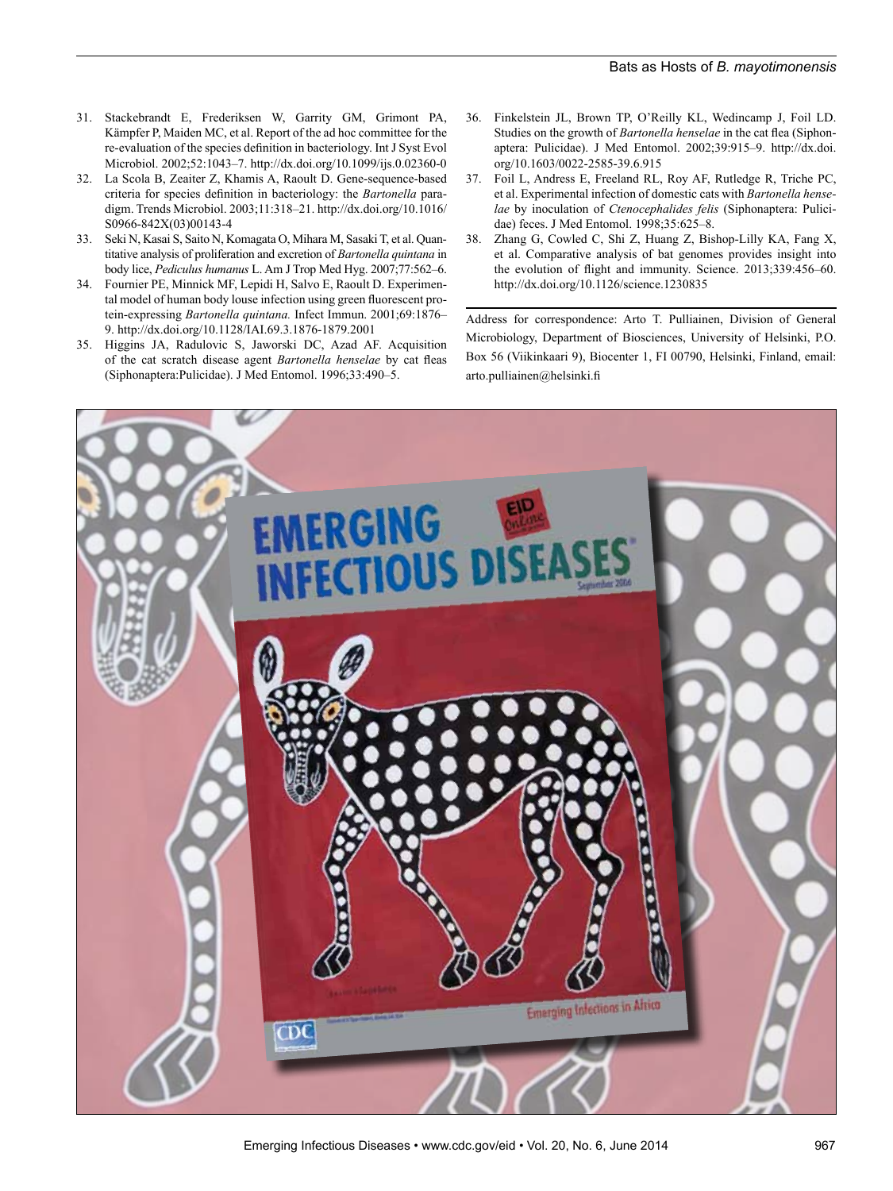31. Stackebrandt E, Frederiksen W, Garrity GM, Grimont PA, Kämpfer P, Maiden MC, et al. Report of the ad hoc committee for the re-evaluation of the species definition in bacteriology. Int J Syst Evol Microbiol. 2002;52:1043–7. http://dx.doi.org/10.1099/ijs.0.02360-0
32. La Scola B, Zeaiter Z, Khamis A, Raoult D. Gene-sequence-based criteria for species definition in bacteriology: the *Bartonella* paradigm. Trends Microbiol. 2003;11:318–21. http://dx.doi.org/10.1016/S0966-842X(03)00143-4
33. Seki N, Kasai S, Saito N, Komagata O, Mihara M, Sasaki T, et al. Quantitative analysis of proliferation and excretion of *Bartonella quintana* in body lice, *Pediculus humanus* L. Am J Trop Med Hyg. 2007;77:562–6.
34. Fournier PE, Minnick MF, Lepidi H, Salvo E, Raoult D. Experimental model of human body louse infection using green fluorescent protein-expressing *Bartonella quintana.* Infect Immun. 2001;69:1876–9. http://dx.doi.org/10.1128/IAI.69.3.1876-1879.2001
35. Higgins JA, Radulovic S, Jaworski DC, Azad AF. Acquisition of the cat scratch disease agent *Bartonella henselae* by cat fleas (Siphonaptera:Pulicidae). J Med Entomol. 1996;33:490–5.
36. Finkelstein JL, Brown TP, O'Reilly KL, Wedincamp J, Foil LD. Studies on the growth of *Bartonella henselae* in the cat flea (Siphonaptera: Pulicidae). J Med Entomol. 2002;39:915–9. http://dx.doi.org/10.1603/0022-2585-39.6.915
37. Foil L, Andress E, Freeland RL, Roy AF, Rutledge R, Triche PC, et al. Experimental infection of domestic cats with *Bartonella henselae* by inoculation of *Ctenocephalides felis* (Siphonaptera: Pulicidae) feces. J Med Entomol. 1998;35:625–8.
38. Zhang G, Cowled C, Shi Z, Huang Z, Bishop-Lilly KA, Fang X, et al. Comparative analysis of bat genomes provides insight into the evolution of flight and immunity. Science. 2013;339:456–60. http://dx.doi.org/10.1126/science.1230835

Address for correspondence: Arto T. Pulliainen, Division of General Microbiology, Department of Biosciences, University of Helsinki, P.O. Box 56 (Viikinkaari 9), Biocenter 1, FI 00790, Helsinki, Finland, email: arto.pulliainen@helsinki.fi